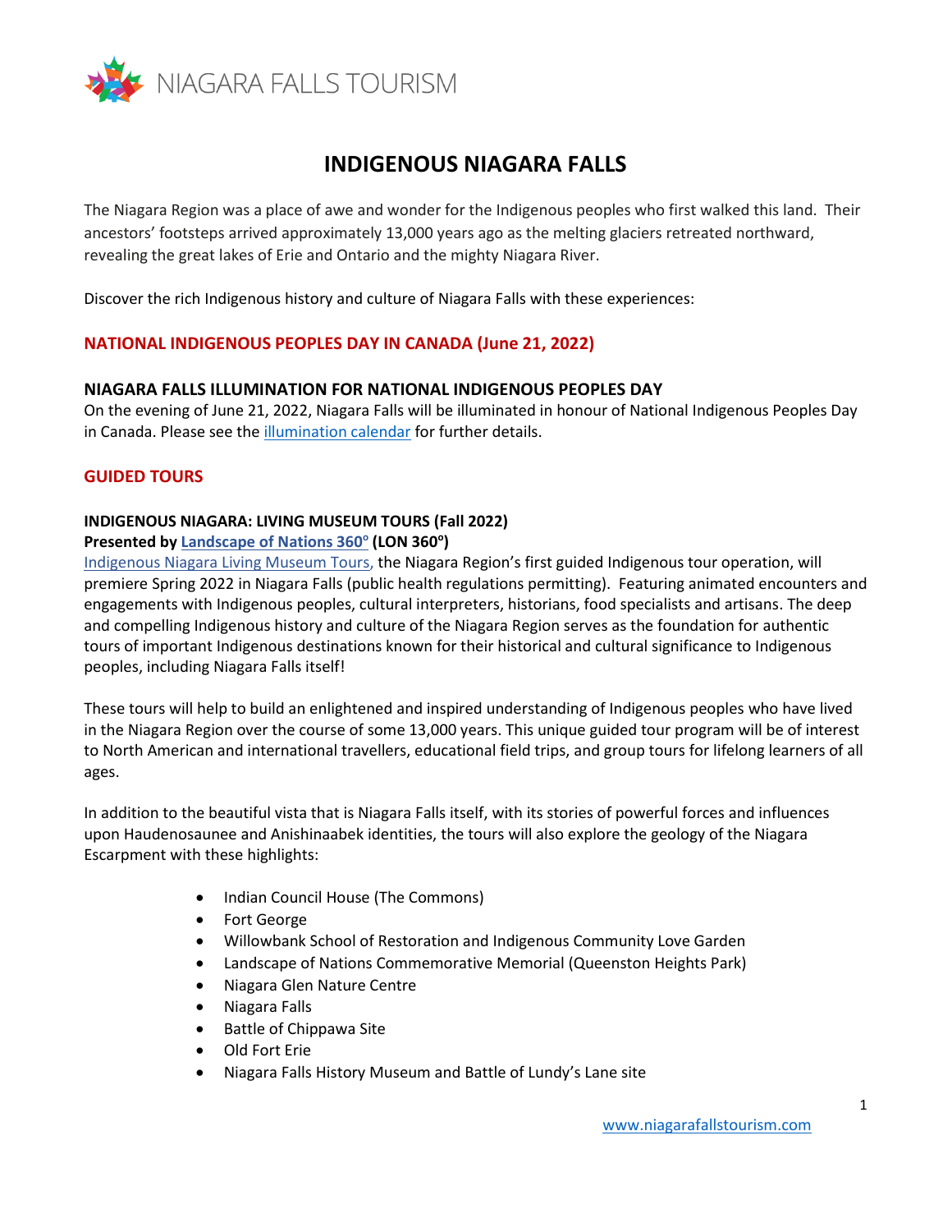NIAGARA FALLS TOURISM

# INDIGENOUS NIAGARA FALLS

The Niagara Region was a place of awe and wonder for the Indigenous peoples who first walked this land. Their ancestors' footsteps arrived approximately 13,000 years ago as the melting glaciers retreated northward, revealing the great lakes of Erie and Ontario and the mighty Niagara River.

Discover the rich Indigenous history and culture of Niagara Falls with these experiences:

## NATIONAL INDIGENOUS PEOPLES DAY IN CANADA (June 21, 2022)

### NIAGARA FALLS ILLUMINATION FOR NATIONAL INDIGENOUS PEOPLES DAY

On the evening of June 21, 2022, Niagara Falls will be illuminated in honour of National Indigenous Peoples Day in Canada. Please see the illumination calendar for further details.

## GUIDED TOURS

### INDIGENOUS NIAGARA: LIVING MUSEUM TOURS (Fall 2022)

**Presented by Landscape of Nations 360° (LON 360°)**

Indigenous Niagara Living Museum Tours, the Niagara Region's first guided Indigenous tour operation, will premiere Spring 2022 in Niagara Falls (public health regulations permitting). Featuring animated encounters and engagements with Indigenous peoples, cultural interpreters, historians, food specialists and artisans. The deep and compelling Indigenous history and culture of the Niagara Region serves as the foundation for authentic tours of important Indigenous destinations known for their historical and cultural significance to Indigenous peoples, including Niagara Falls itself!

These tours will help to build an enlightened and inspired understanding of Indigenous peoples who have lived in the Niagara Region over the course of some 13,000 years. This unique guided tour program will be of interest to North American and international travellers, educational field trips, and group tours for lifelong learners of all ages.

In addition to the beautiful vista that is Niagara Falls itself, with its stories of powerful forces and influences upon Haudenosaunee and Anishinaabek identities, the tours will also explore the geology of the Niagara Escarpment with these highlights:

- Indian Council House (The Commons)
- Fort George
- Willowbank School of Restoration and Indigenous Community Love Garden
- Landscape of Nations Commemorative Memorial (Queenston Heights Park)
- Niagara Glen Nature Centre
- Niagara Falls
- Battle of Chippawa Site
- Old Fort Erie
- Niagara Falls History Museum and Battle of Lundy's Lane site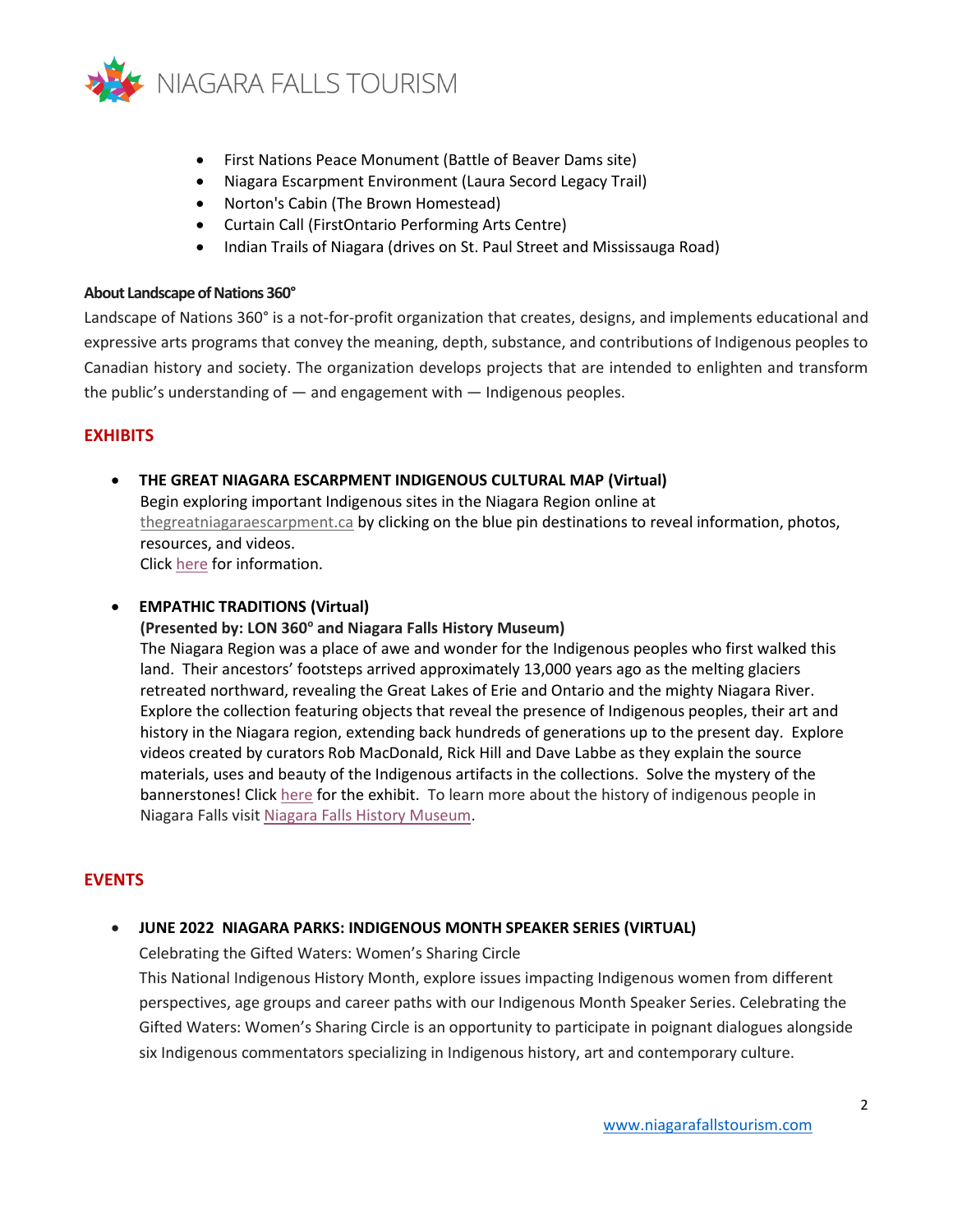- First Nations Peace Monument (Battle of Beaver Dams site)
- Niagara Escarpment Environment (Laura Secord Legacy Trail)
- Norton's Cabin (The Brown Homestead)
- Curtain Call (FirstOntario Performing Arts Centre)
- Indian Trails of Niagara (drives on St. Paul Street and Mississauga Road)

**About Landscape of Nations 360°**

Landscape of Nations 360° is a not-for-profit organization that creates, designs, and implements educational and expressive arts programs that convey the meaning, depth, substance, and contributions of Indigenous peoples to Canadian history and society. The organization develops projects that are intended to enlighten and transform the public's understanding of — and engagement with — Indigenous peoples.

## EXHIBITS

- **THE GREAT NIAGARA ESCARPMENT INDIGENOUS CULTURAL MAP (Virtual)**
  Begin exploring important Indigenous sites in the Niagara Region online at thegreatniagaraescarpment.ca by clicking on the blue pin destinations to reveal information, photos, resources, and videos.
  Click here for information.

- **EMPATHIC TRADITIONS (Virtual)**
  **(Presented by: LON 360° and Niagara Falls History Museum)**
  The Niagara Region was a place of awe and wonder for the Indigenous peoples who first walked this land. Their ancestors' footsteps arrived approximately 13,000 years ago as the melting glaciers retreated northward, revealing the Great Lakes of Erie and Ontario and the mighty Niagara River. Explore the collection featuring objects that reveal the presence of Indigenous peoples, their art and history in the Niagara region, extending back hundreds of generations up to the present day. Explore videos created by curators Rob MacDonald, Rick Hill and Dave Labbe as they explain the source materials, uses and beauty of the Indigenous artifacts in the collections. Solve the mystery of the bannerstones! Click here for the exhibit. To learn more about the history of indigenous people in Niagara Falls visit Niagara Falls History Museum.

## EVENTS

- **JUNE 2022 NIAGARA PARKS: INDIGENOUS MONTH SPEAKER SERIES (VIRTUAL)**
  Celebrating the Gifted Waters: Women's Sharing Circle
  This National Indigenous History Month, explore issues impacting Indigenous women from different perspectives, age groups and career paths with our Indigenous Month Speaker Series. Celebrating the Gifted Waters: Women's Sharing Circle is an opportunity to participate in poignant dialogues alongside six Indigenous commentators specializing in Indigenous history, art and contemporary culture.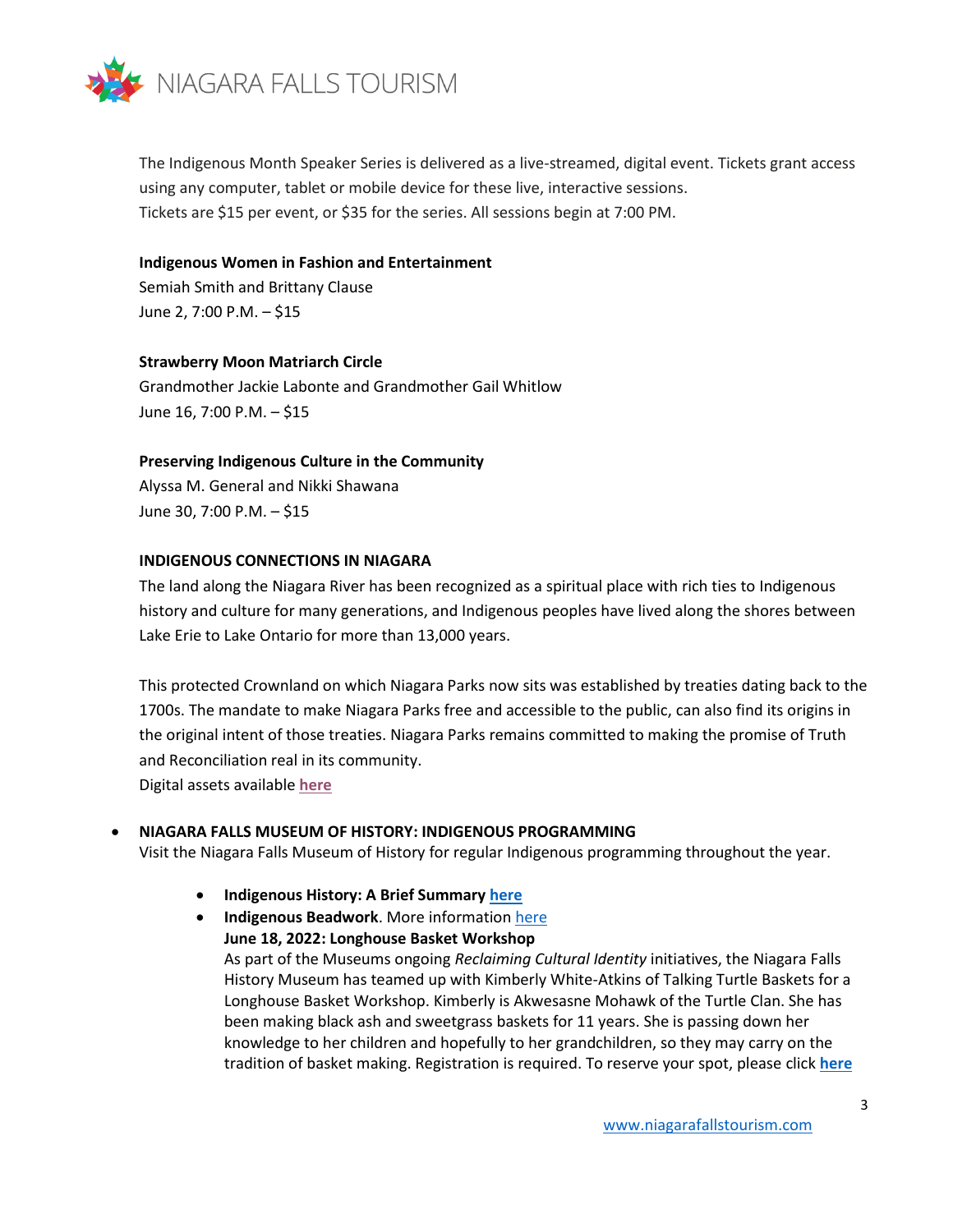The Indigenous Month Speaker Series is delivered as a live-streamed, digital event. Tickets grant access using any computer, tablet or mobile device for these live, interactive sessions.
Tickets are $15 per event, or $35 for the series. All sessions begin at 7:00 PM.

**Indigenous Women in Fashion and Entertainment**
Semiah Smith and Brittany Clause
June 2, 7:00 P.M. – $15

**Strawberry Moon Matriarch Circle**
Grandmother Jackie Labonte and Grandmother Gail Whitlow
June 16, 7:00 P.M. – $15

**Preserving Indigenous Culture in the Community**
Alyssa M. General and Nikki Shawana
June 30, 7:00 P.M. – $15

**INDIGENOUS CONNECTIONS IN NIAGARA**

The land along the Niagara River has been recognized as a spiritual place with rich ties to Indigenous history and culture for many generations, and Indigenous peoples have lived along the shores between Lake Erie to Lake Ontario for more than 13,000 years.

This protected Crownland on which Niagara Parks now sits was established by treaties dating back to the 1700s. The mandate to make Niagara Parks free and accessible to the public, can also find its origins in the original intent of those treaties. Niagara Parks remains committed to making the promise of Truth and Reconciliation real in its community.
Digital assets available **here**

- **NIAGARA FALLS MUSEUM OF HISTORY: INDIGENOUS PROGRAMMING**
  Visit the Niagara Falls Museum of History for regular Indigenous programming throughout the year.
  - **Indigenous History: A Brief Summary** **here**
  - **Indigenous Beadwork**. More information here
    **June 18, 2022: Longhouse Basket Workshop**
    As part of the Museums ongoing *Reclaiming Cultural Identity* initiatives, the Niagara Falls History Museum has teamed up with Kimberly White-Atkins of Talking Turtle Baskets for a Longhouse Basket Workshop. Kimberly is Akwesasne Mohawk of the Turtle Clan. She has been making black ash and sweetgrass baskets for 11 years. She is passing down her knowledge to her children and hopefully to her grandchildren, so they may carry on the tradition of basket making. Registration is required. To reserve your spot, please click **here**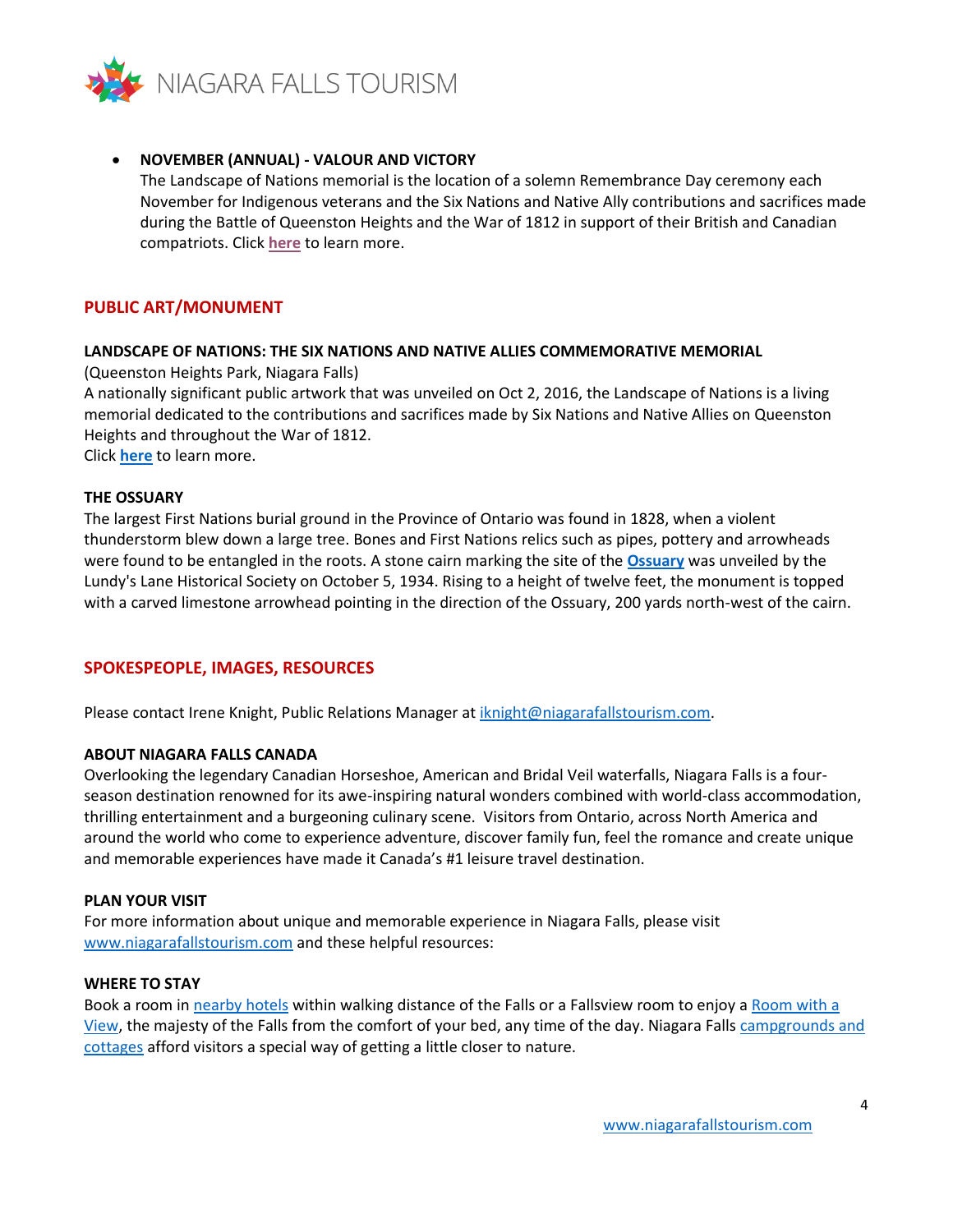- **NOVEMBER (ANNUAL) - VALOUR AND VICTORY**
  The Landscape of Nations memorial is the location of a solemn Remembrance Day ceremony each November for Indigenous veterans and the Six Nations and Native Ally contributions and sacrifices made during the Battle of Queenston Heights and the War of 1812 in support of their British and Canadian compatriots. Click **here** to learn more.

## PUBLIC ART/MONUMENT

**LANDSCAPE OF NATIONS: THE SIX NATIONS AND NATIVE ALLIES COMMEMORATIVE MEMORIAL**
(Queenston Heights Park, Niagara Falls)
A nationally significant public artwork that was unveiled on Oct 2, 2016, the Landscape of Nations is a living memorial dedicated to the contributions and sacrifices made by Six Nations and Native Allies on Queenston Heights and throughout the War of 1812.
Click **here** to learn more.

**THE OSSUARY**
The largest First Nations burial ground in the Province of Ontario was found in 1828, when a violent thunderstorm blew down a large tree. Bones and First Nations relics such as pipes, pottery and arrowheads were found to be entangled in the roots. A stone cairn marking the site of the **Ossuary** was unveiled by the Lundy's Lane Historical Society on October 5, 1934. Rising to a height of twelve feet, the monument is topped with a carved limestone arrowhead pointing in the direction of the Ossuary, 200 yards north-west of the cairn.

## SPOKESPEOPLE, IMAGES, RESOURCES

Please contact Irene Knight, Public Relations Manager at iknight@niagarafallstourism.com.

**ABOUT NIAGARA FALLS CANADA**
Overlooking the legendary Canadian Horseshoe, American and Bridal Veil waterfalls, Niagara Falls is a four-season destination renowned for its awe-inspiring natural wonders combined with world-class accommodation, thrilling entertainment and a burgeoning culinary scene. Visitors from Ontario, across North America and around the world who come to experience adventure, discover family fun, feel the romance and create unique and memorable experiences have made it Canada's #1 leisure travel destination.

**PLAN YOUR VISIT**
For more information about unique and memorable experience in Niagara Falls, please visit www.niagarafallstourism.com and these helpful resources:

**WHERE TO STAY**
Book a room in nearby hotels within walking distance of the Falls or a Fallsview room to enjoy a Room with a View, the majesty of the Falls from the comfort of your bed, any time of the day. Niagara Falls campgrounds and cottages afford visitors a special way of getting a little closer to nature.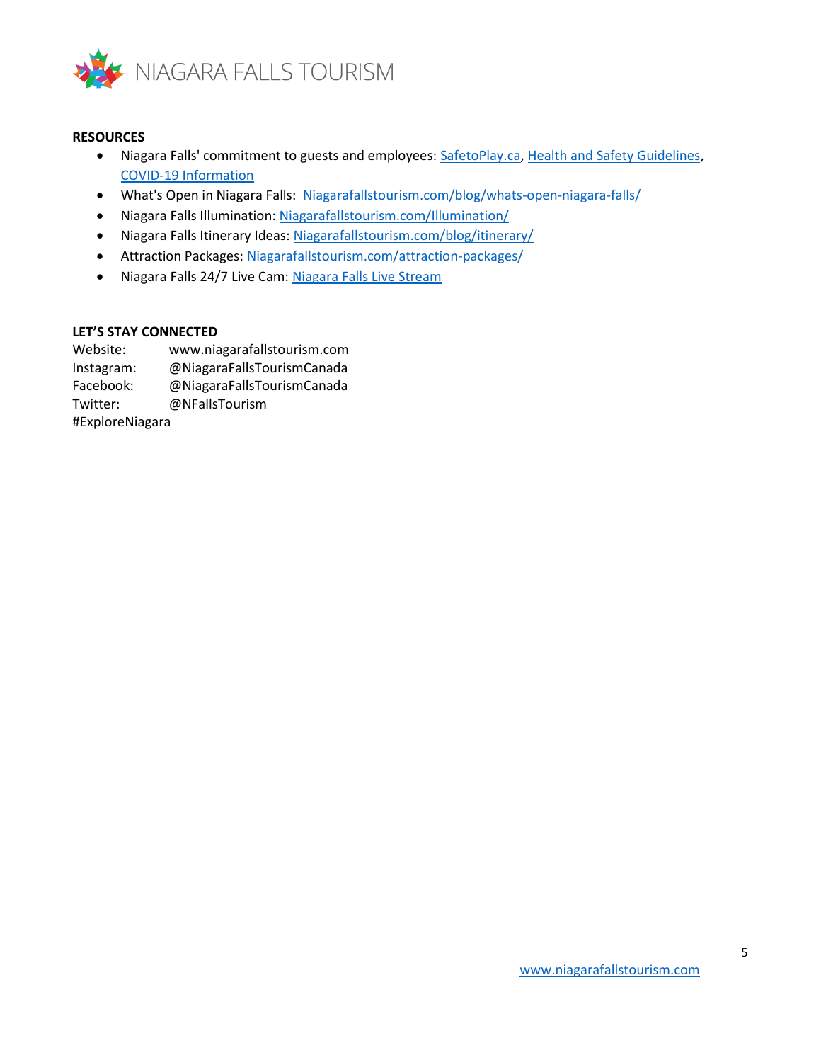**RESOURCES**

- Niagara Falls' commitment to guests and employees: SafetoPlay.ca, Health and Safety Guidelines, COVID-19 Information
- What's Open in Niagara Falls: Niagarafallstourism.com/blog/whats-open-niagara-falls/
- Niagara Falls Illumination: Niagarafallstourism.com/Illumination/
- Niagara Falls Itinerary Ideas: Niagarafallstourism.com/blog/itinerary/
- Attraction Packages: Niagarafallstourism.com/attraction-packages/
- Niagara Falls 24/7 Live Cam: Niagara Falls Live Stream

**LET'S STAY CONNECTED**

Website: www.niagarafallstourism.com
Instagram: @NiagaraFallsTourismCanada
Facebook: @NiagaraFallsTourismCanada
Twitter: @NFallsTourism
#ExploreNiagara